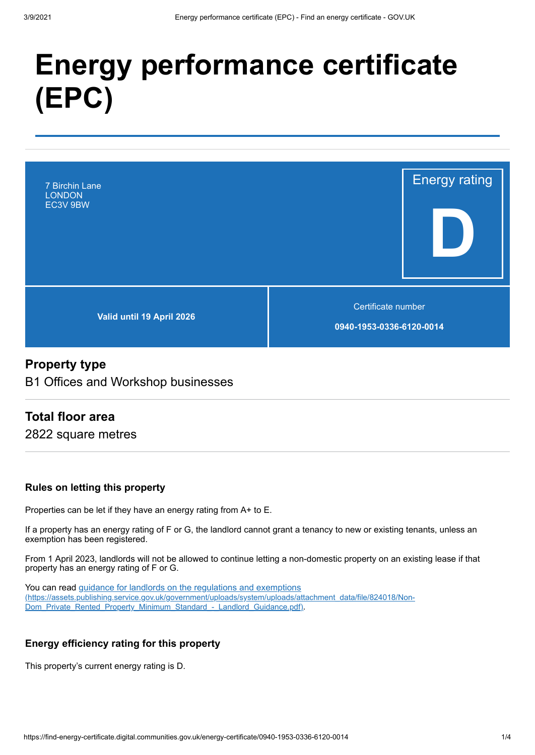# Energy performance certificate (EPC)

7 Birchin Lane
LONDON
EC3V 9BW

Energy rating

**D**

**Valid until 19 April 2026**

Certificate number

**0940-1953-0336-6120-0014**

## Property type

B1 Offices and Workshop businesses

## Total floor area

2822 square metres

### Rules on letting this property

Properties can be let if they have an energy rating from A+ to E.

If a property has an energy rating of F or G, the landlord cannot grant a tenancy to new or existing tenants, unless an exemption has been registered.

From 1 April 2023, landlords will not be allowed to continue letting a non-domestic property on an existing lease if that property has an energy rating of F or G.

You can read guidance for landlords on the regulations and exemptions (https://assets.publishing.service.gov.uk/government/uploads/system/uploads/attachment_data/file/824018/Non-Dom_Private_Rented_Property_Minimum_Standard_-_Landlord_Guidance.pdf).

### Energy efficiency rating for this property

This property's current energy rating is D.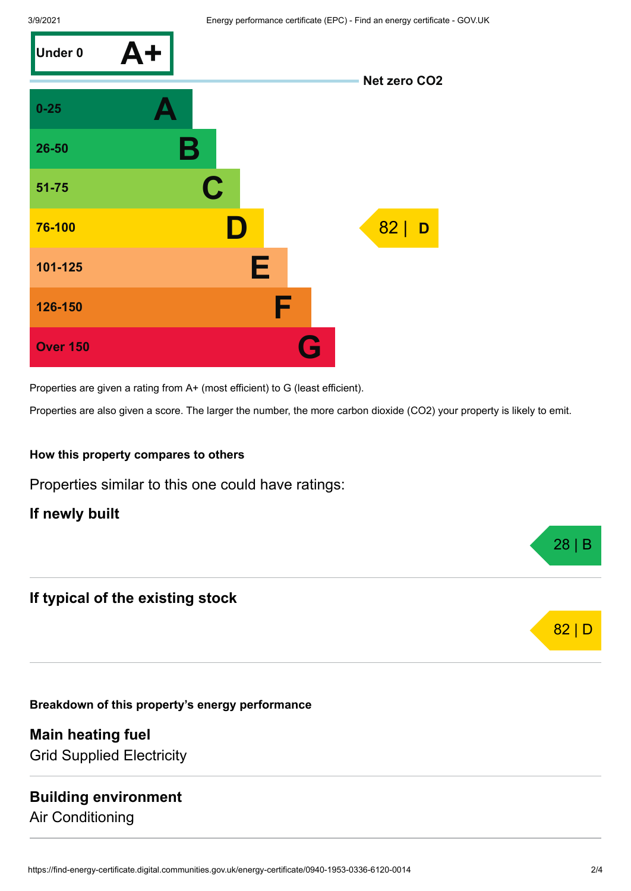Under 0 A+

Net zero CO2

0-25 A

26-50 B

51-75 C

76-100 D

101-125 E

126-150 F

Over 150 G

82 | D

Properties are given a rating from A+ (most efficient) to G (least efficient).

Properties are also given a score. The larger the number, the more carbon dioxide ($CO_2$) your property is likely to emit.

### How this property compares to others

Properties similar to this one could have ratings:

#### If newly built

28 | B

#### If typical of the existing stock

82 | D

### Breakdown of this property's energy performance

#### Main heating fuel

Grid Supplied Electricity

#### Building environment

Air Conditioning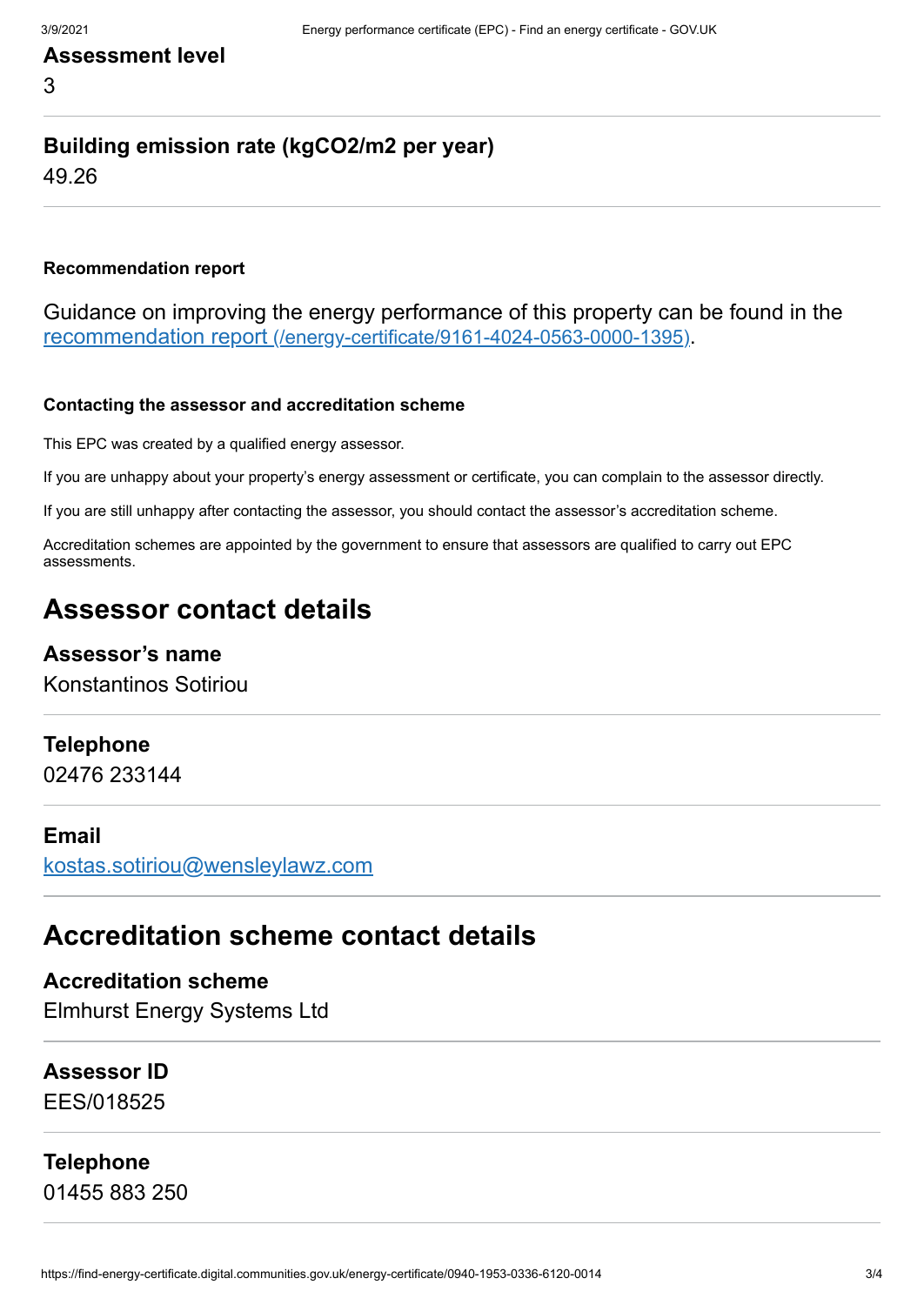### Assessment level

3

### Building emission rate (kgCO2/m2 per year)

49.26

#### Recommendation report

Guidance on improving the energy performance of this property can be found in the [recommendation report (/energy-certificate/9161-4024-0563-0000-1395)](/energy-certificate/9161-4024-0563-0000-1395).

#### Contacting the assessor and accreditation scheme

This EPC was created by a qualified energy assessor.

If you are unhappy about your property's energy assessment or certificate, you can complain to the assessor directly.

If you are still unhappy after contacting the assessor, you should contact the assessor's accreditation scheme.

Accreditation schemes are appointed by the government to ensure that assessors are qualified to carry out EPC assessments.

## Assessor contact details

### Assessor's name

Konstantinos Sotiriou

### Telephone

02476 233144

### Email

kostas.sotiriou@wensleylawz.com

## Accreditation scheme contact details

### Accreditation scheme

Elmhurst Energy Systems Ltd

### Assessor ID

EES/018525

### Telephone

01455 883 250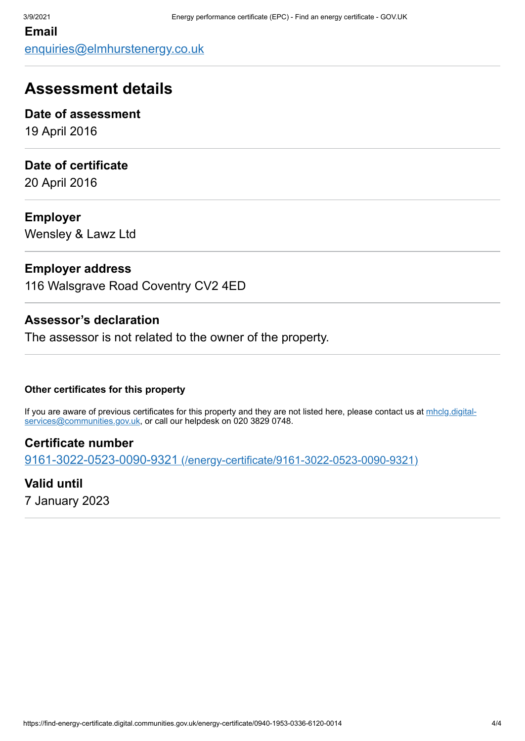**Email**

enquiries@elmhurstenergy.co.uk

## Assessment details

**Date of assessment**

19 April 2016

**Date of certificate**

20 April 2016

**Employer**

Wensley & Lawz Ltd

**Employer address**

116 Walsgrave Road Coventry CV2 4ED

**Assessor's declaration**

The assessor is not related to the owner of the property.

#### Other certificates for this property

If you are aware of previous certificates for this property and they are not listed here, please contact us at mhclg.digital-services@communities.gov.uk, or call our helpdesk on 020 3829 0748.

**Certificate number**

9161-3022-0523-0090-9321 (/energy-certificate/9161-3022-0523-0090-9321)

**Valid until**

7 January 2023